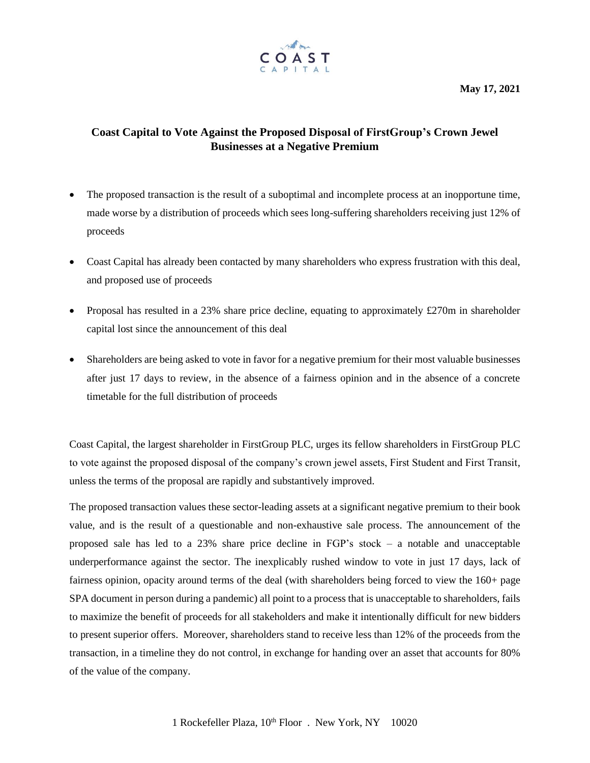COAST CAPITAL

**May 17, 2021**

# Coast Capital to Vote Against the Proposed Disposal of FirstGroup's Crown Jewel Businesses at a Negative Premium

- The proposed transaction is the result of a suboptimal and incomplete process at an inopportune time, made worse by a distribution of proceeds which sees long-suffering shareholders receiving just 12% of proceeds
- Coast Capital has already been contacted by many shareholders who express frustration with this deal, and proposed use of proceeds
- Proposal has resulted in a 23% share price decline, equating to approximately £270m in shareholder capital lost since the announcement of this deal
- Shareholders are being asked to vote in favor for a negative premium for their most valuable businesses after just 17 days to review, in the absence of a fairness opinion and in the absence of a concrete timetable for the full distribution of proceeds

Coast Capital, the largest shareholder in FirstGroup PLC, urges its fellow shareholders in FirstGroup PLC to vote against the proposed disposal of the company's crown jewel assets, First Student and First Transit, unless the terms of the proposal are rapidly and substantively improved.

The proposed transaction values these sector-leading assets at a significant negative premium to their book value, and is the result of a questionable and non-exhaustive sale process. The announcement of the proposed sale has led to a 23% share price decline in FGP's stock – a notable and unacceptable underperformance against the sector. The inexplicably rushed window to vote in just 17 days, lack of fairness opinion, opacity around terms of the deal (with shareholders being forced to view the 160+ page SPA document in person during a pandemic) all point to a process that is unacceptable to shareholders, fails to maximize the benefit of proceeds for all stakeholders and make it intentionally difficult for new bidders to present superior offers. Moreover, shareholders stand to receive less than 12% of the proceeds from the transaction, in a timeline they do not control, in exchange for handing over an asset that accounts for 80% of the value of the company.

1 Rockefeller Plaza, 10th Floor . New York, NY 10020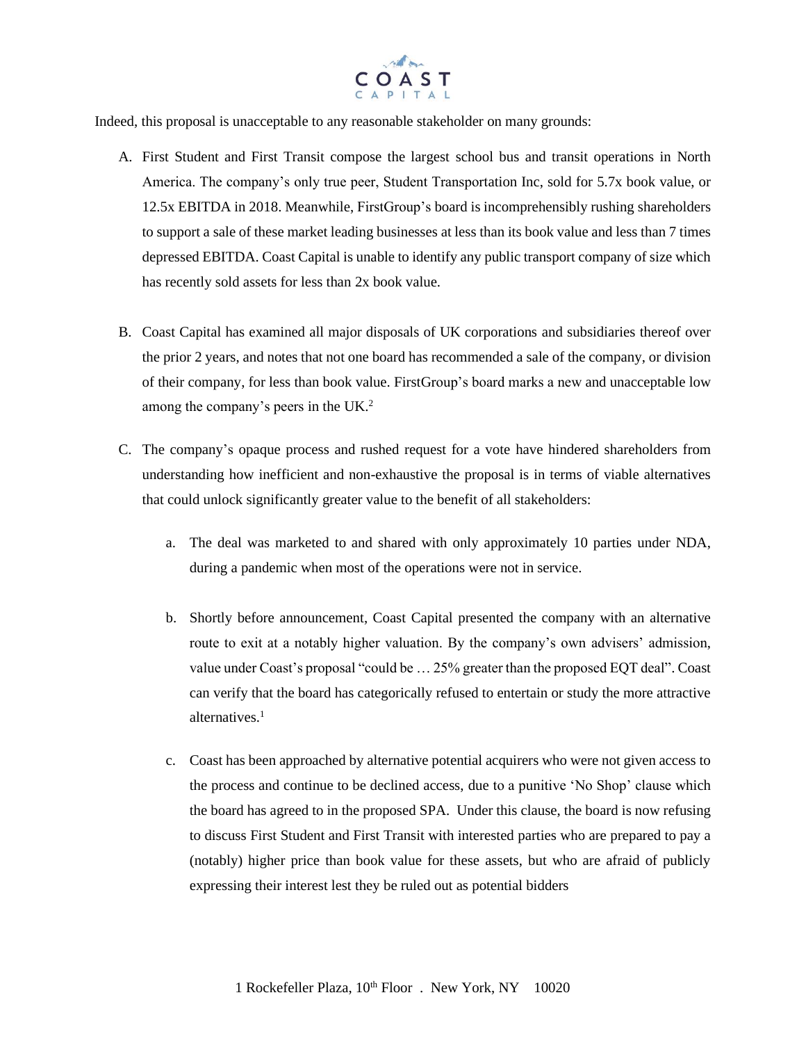Indeed, this proposal is unacceptable to any reasonable stakeholder on many grounds:

A. First Student and First Transit compose the largest school bus and transit operations in North America. The company's only true peer, Student Transportation Inc, sold for 5.7x book value, or 12.5x EBITDA in 2018. Meanwhile, FirstGroup's board is incomprehensibly rushing shareholders to support a sale of these market leading businesses at less than its book value and less than 7 times depressed EBITDA. Coast Capital is unable to identify any public transport company of size which has recently sold assets for less than 2x book value.

B. Coast Capital has examined all major disposals of UK corporations and subsidiaries thereof over the prior 2 years, and notes that not one board has recommended a sale of the company, or division of their company, for less than book value. FirstGroup's board marks a new and unacceptable low among the company's peers in the UK.[2]

C. The company's opaque process and rushed request for a vote have hindered shareholders from understanding how inefficient and non-exhaustive the proposal is in terms of viable alternatives that could unlock significantly greater value to the benefit of all stakeholders:

   a. The deal was marketed to and shared with only approximately 10 parties under NDA, during a pandemic when most of the operations were not in service.

   b. Shortly before announcement, Coast Capital presented the company with an alternative route to exit at a notably higher valuation. By the company's own advisers' admission, value under Coast's proposal "could be … 25% greater than the proposed EQT deal". Coast can verify that the board has categorically refused to entertain or study the more attractive alternatives.[1]

   c. Coast has been approached by alternative potential acquirers who were not given access to the process and continue to be declined access, due to a punitive 'No Shop' clause which the board has agreed to in the proposed SPA. Under this clause, the board is now refusing to discuss First Student and First Transit with interested parties who are prepared to pay a (notably) higher price than book value for these assets, but who are afraid of publicly expressing their interest lest they be ruled out as potential bidders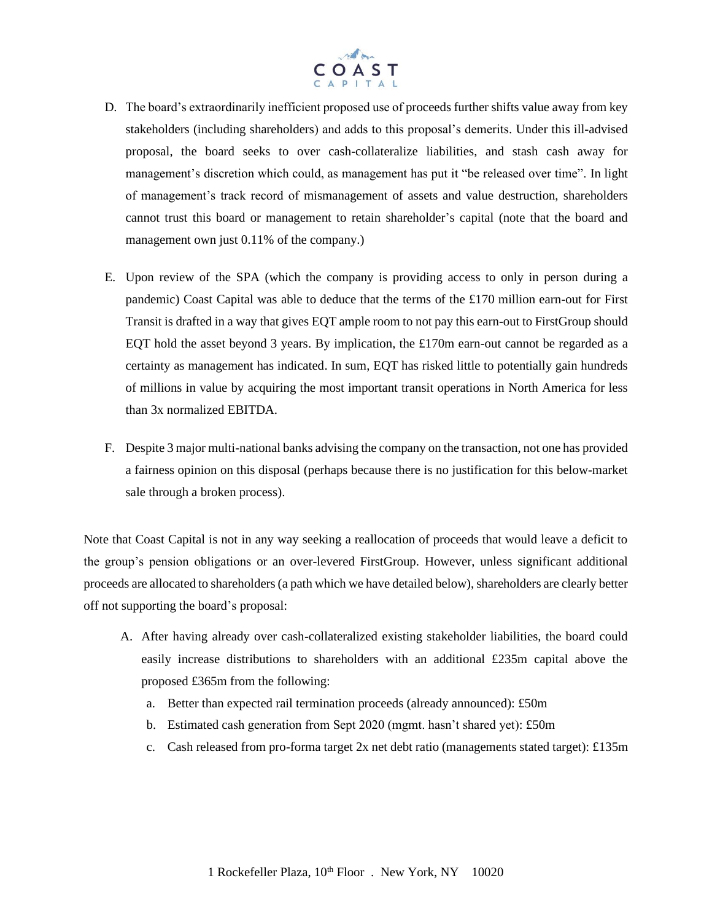D. The board's extraordinarily inefficient proposed use of proceeds further shifts value away from key stakeholders (including shareholders) and adds to this proposal's demerits. Under this ill-advised proposal, the board seeks to over cash-collateralize liabilities, and stash cash away for management's discretion which could, as management has put it "be released over time". In light of management's track record of mismanagement of assets and value destruction, shareholders cannot trust this board or management to retain shareholder's capital (note that the board and management own just 0.11% of the company.)

E. Upon review of the SPA (which the company is providing access to only in person during a pandemic) Coast Capital was able to deduce that the terms of the £170 million earn-out for First Transit is drafted in a way that gives EQT ample room to not pay this earn-out to FirstGroup should EQT hold the asset beyond 3 years. By implication, the £170m earn-out cannot be regarded as a certainty as management has indicated. In sum, EQT has risked little to potentially gain hundreds of millions in value by acquiring the most important transit operations in North America for less than 3x normalized EBITDA.

F. Despite 3 major multi-national banks advising the company on the transaction, not one has provided a fairness opinion on this disposal (perhaps because there is no justification for this below-market sale through a broken process).

Note that Coast Capital is not in any way seeking a reallocation of proceeds that would leave a deficit to the group's pension obligations or an over-levered FirstGroup. However, unless significant additional proceeds are allocated to shareholders (a path which we have detailed below), shareholders are clearly better off not supporting the board's proposal:

A. After having already over cash-collateralized existing stakeholder liabilities, the board could easily increase distributions to shareholders with an additional £235m capital above the proposed £365m from the following:
   a. Better than expected rail termination proceeds (already announced): £50m
   b. Estimated cash generation from Sept 2020 (mgmt. hasn't shared yet): £50m
   c. Cash released from pro-forma target 2x net debt ratio (managements stated target): £135m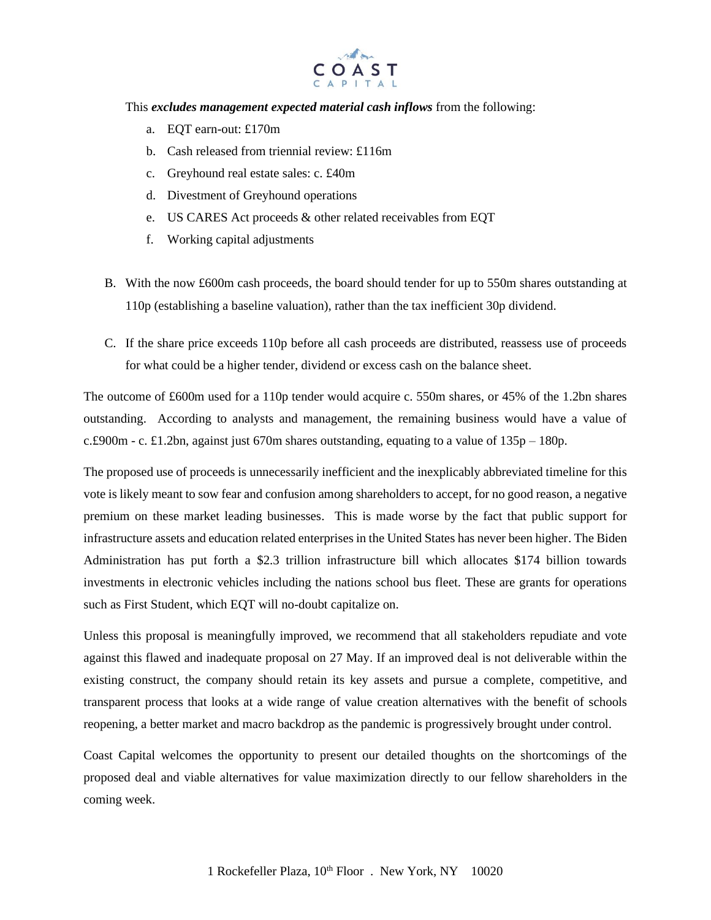This ***excludes management expected material cash inflows*** from the following:

a. EQT earn-out: £170m
b. Cash released from triennial review: £116m
c. Greyhound real estate sales: c. £40m
d. Divestment of Greyhound operations
e. US CARES Act proceeds & other related receivables from EQT
f. Working capital adjustments

B. With the now £600m cash proceeds, the board should tender for up to 550m shares outstanding at 110p (establishing a baseline valuation), rather than the tax inefficient 30p dividend.

C. If the share price exceeds 110p before all cash proceeds are distributed, reassess use of proceeds for what could be a higher tender, dividend or excess cash on the balance sheet.

The outcome of £600m used for a 110p tender would acquire c. 550m shares, or 45% of the 1.2bn shares outstanding. According to analysts and management, the remaining business would have a value of c.£900m - c. £1.2bn, against just 670m shares outstanding, equating to a value of 135p – 180p.

The proposed use of proceeds is unnecessarily inefficient and the inexplicably abbreviated timeline for this vote is likely meant to sow fear and confusion among shareholders to accept, for no good reason, a negative premium on these market leading businesses. This is made worse by the fact that public support for infrastructure assets and education related enterprises in the United States has never been higher. The Biden Administration has put forth a $2.3 trillion infrastructure bill which allocates $174 billion towards investments in electronic vehicles including the nations school bus fleet. These are grants for operations such as First Student, which EQT will no-doubt capitalize on.

Unless this proposal is meaningfully improved, we recommend that all stakeholders repudiate and vote against this flawed and inadequate proposal on 27 May. If an improved deal is not deliverable within the existing construct, the company should retain its key assets and pursue a complete, competitive, and transparent process that looks at a wide range of value creation alternatives with the benefit of schools reopening, a better market and macro backdrop as the pandemic is progressively brought under control.

Coast Capital welcomes the opportunity to present our detailed thoughts on the shortcomings of the proposed deal and viable alternatives for value maximization directly to our fellow shareholders in the coming week.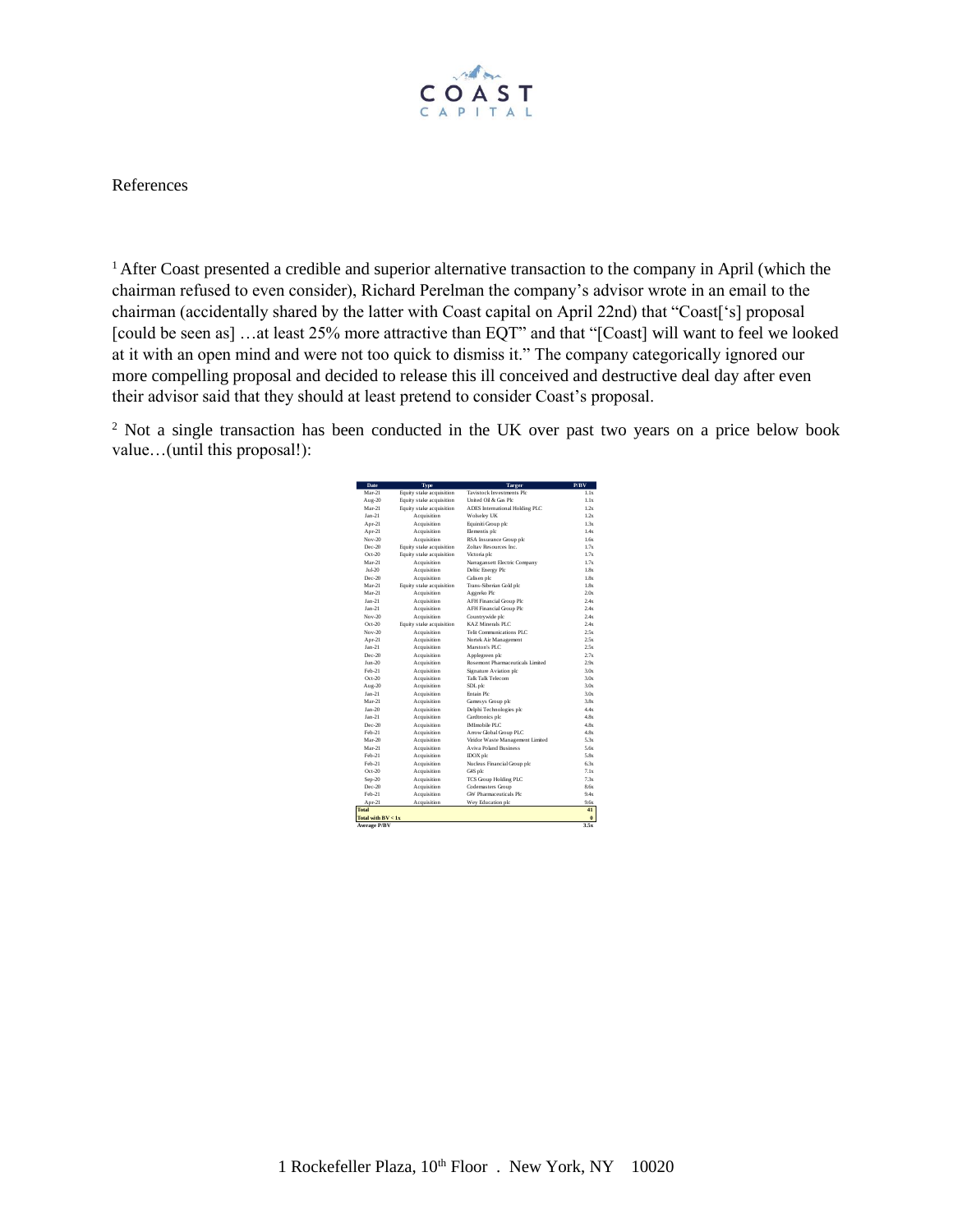References

[1] After Coast presented a credible and superior alternative transaction to the company in April (which the chairman refused to even consider), Richard Perelman the company's advisor wrote in an email to the chairman (accidentally shared by the latter with Coast capital on April 22nd) that "Coast['s] proposal [could be seen as] …at least 25% more attractive than EQT" and that "[Coast] will want to feel we looked at it with an open mind and were not too quick to dismiss it." The company categorically ignored our more compelling proposal and decided to release this ill conceived and destructive deal day after even their advisor said that they should at least pretend to consider Coast's proposal.

[2] Not a single transaction has been conducted in the UK over past two years on a price below book value…(until this proposal!):

| Date | Type | Target | P/BV |
|---|---|---|---|
| Mar-21 | Equity stake acquisition | Tavistock Investments Plc | 1.1x |
| Aug-20 | Equity stake acquisition | United Oil & Gas Plc | 1.1x |
| Mar-21 | Equity stake acquisition | ADES International Holding PLC | 1.2x |
| Jan-21 | Acquisition | Wolseley UK | 1.2x |
| Apr-21 | Acquisition | Equiniti Group plc | 1.3x |
| Apr-21 | Acquisition | Elementis plc | 1.4x |
| Nov-20 | Acquisition | RSA Insurance Group plc | 1.6x |
| Dec-20 | Equity stake acquisition | Zoltav Resources Inc. | 1.7x |
| Oct-20 | Equity stake acquisition | Victoria plc | 1.7x |
| Mar-21 | Acquisition | Narragansett Electric Company | 1.7x |
| Jul-20 | Acquisition | Deltic Energy Plc | 1.8x |
| Dec-20 | Acquisition | Calisen plc | 1.8x |
| Mar-21 | Equity stake acquisition | Trans-Siberian Gold plc | 1.8x |
| Mar-21 | Acquisition | Aggreko Plc | 2.0x |
| Jan-21 | Acquisition | AFH Financial Group Plc | 2.4x |
| Jan-21 | Acquisition | AFH Financial Group Plc | 2.4x |
| Nov-20 | Acquisition | Countrywide plc | 2.4x |
| Oct-20 | Equity stake acquisition | KAZ Minerals PLC | 2.4x |
| Nov-20 | Acquisition | Telit Communications PLC | 2.5x |
| Apr-21 | Acquisition | Nortek Air Management | 2.5x |
| Jan-21 | Acquisition | Marston's PLC | 2.5x |
| Dec-20 | Acquisition | Applegreen plc | 2.7x |
| Jun-20 | Acquisition | Rosemont Pharmaceuticals Limited | 2.9x |
| Feb-21 | Acquisition | Signature Aviation plc | 3.0x |
| Oct-20 | Acquisition | Talk Talk Telecom | 3.0x |
| Aug-20 | Acquisition | SDL plc | 3.0x |
| Jan-21 | Acquisition | Entain Plc | 3.0x |
| Mar-21 | Acquisition | Gamesys Group plc | 3.8x |
| Jan-20 | Acquisition | Delphi Technologies plc | 4.4x |
| Jan-21 | Acquisition | Cardtronics plc | 4.8x |
| Dec-20 | Acquisition | IMImobile PLC | 4.8x |
| Feb-21 | Acquisition | Arrow Global Group PLC | 4.8x |
| Mar-20 | Acquisition | Viridor Waste Management Limited | 5.3x |
| Mar-21 | Acquisition | Aviva Poland Business | 5.6x |
| Feb-21 | Acquisition | IDOX plc | 5.8x |
| Feb-21 | Acquisition | Nucleus Financial Group plc | 6.3x |
| Oct-20 | Acquisition | G4S plc | 7.1x |
| Sep-20 | Acquisition | TCS Group Holding PLC | 7.3x |
| Dec-20 | Acquisition | Codemasters Group | 8.6x |
| Feb-21 | Acquisition | GW Pharmaceuticals Plc | 9.4x |
| Apr-21 | Acquisition | Wey Education plc | 9.6x |
| **Total** | | | **41** |
| **Total with BV < 1x** | | | **0** |
| **Average P/BV** | | | **3.5x** |